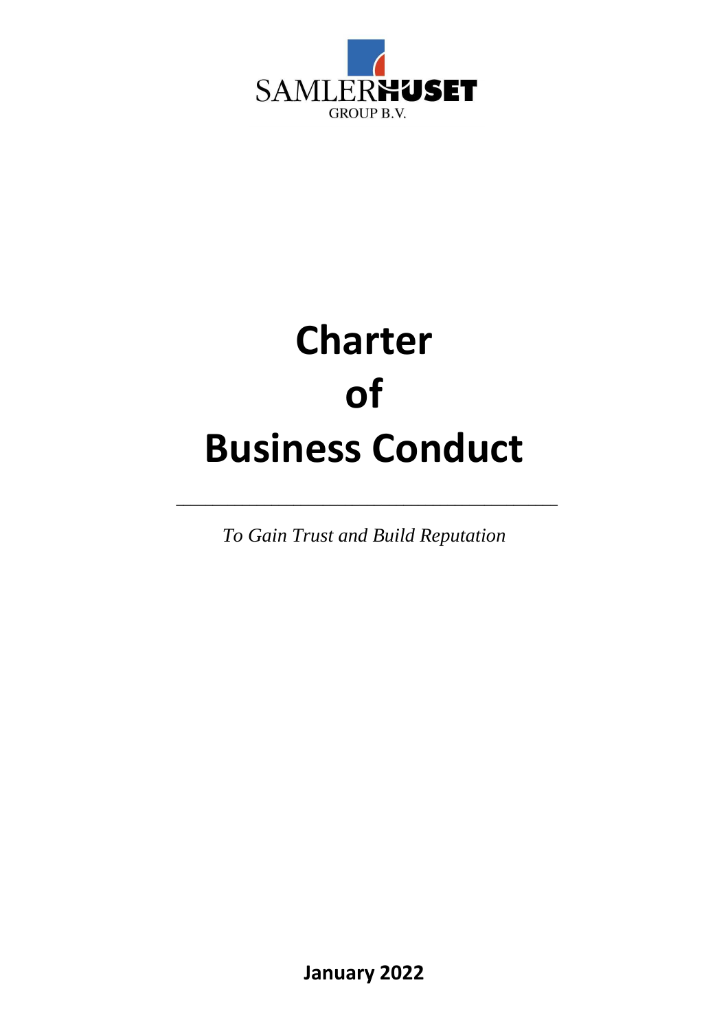SAMLERHUSET
GROUP B.V.

# Charter of Business Conduct

---

*To Gain Trust and Build Reputation*

**January 2022**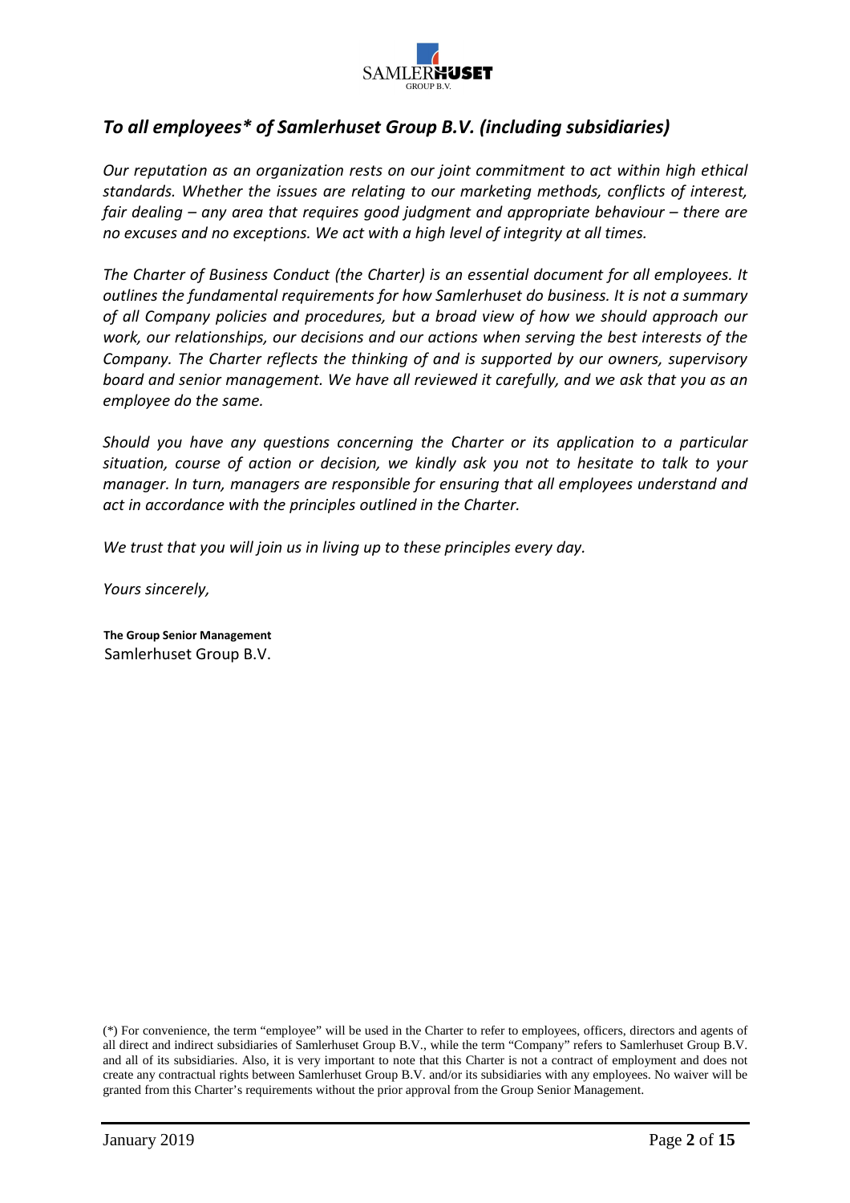## *To all employees\* of Samlerhuset Group B.V. (including subsidiaries)*

*Our reputation as an organization rests on our joint commitment to act within high ethical standards. Whether the issues are relating to our marketing methods, conflicts of interest, fair dealing – any area that requires good judgment and appropriate behaviour – there are no excuses and no exceptions. We act with a high level of integrity at all times.*

*The Charter of Business Conduct (the Charter) is an essential document for all employees. It outlines the fundamental requirements for how Samlerhuset do business. It is not a summary of all Company policies and procedures, but a broad view of how we should approach our work, our relationships, our decisions and our actions when serving the best interests of the Company. The Charter reflects the thinking of and is supported by our owners, supervisory board and senior management. We have all reviewed it carefully, and we ask that you as an employee do the same.*

*Should you have any questions concerning the Charter or its application to a particular situation, course of action or decision, we kindly ask you not to hesitate to talk to your manager. In turn, managers are responsible for ensuring that all employees understand and act in accordance with the principles outlined in the Charter.*

*We trust that you will join us in living up to these principles every day.*

*Yours sincerely,*

**The Group Senior Management**
Samlerhuset Group B.V.

(*) For convenience, the term "employee" will be used in the Charter to refer to employees, officers, directors and agents of all direct and indirect subsidiaries of Samlerhuset Group B.V., while the term "Company" refers to Samlerhuset Group B.V. and all of its subsidiaries. Also, it is very important to note that this Charter is not a contract of employment and does not create any contractual rights between Samlerhuset Group B.V. and/or its subsidiaries with any employees. No waiver will be granted from this Charter's requirements without the prior approval from the Group Senior Management.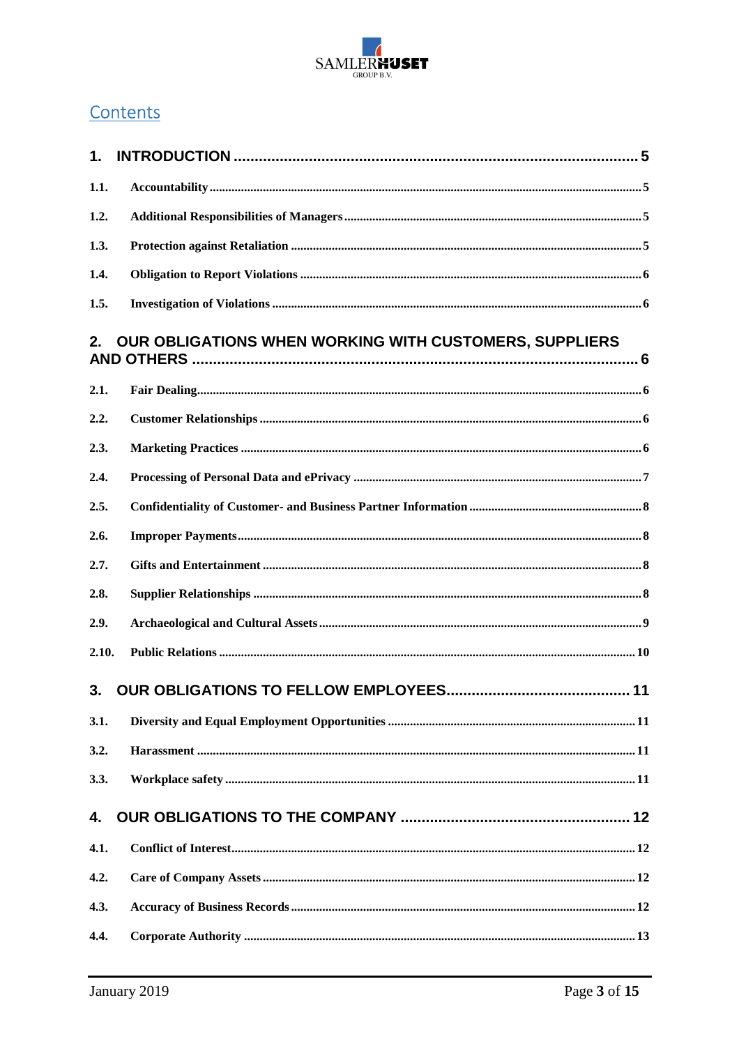# Contents

1. INTRODUCTION ........................................................................................ 5

1.1. Accountability ........................................................................................ 5

1.2. Additional Responsibilities of Managers ........................................................................................ 5

1.3. Protection against Retaliation ........................................................................................ 5

1.4. Obligation to Report Violations ........................................................................................ 6

1.5. Investigation of Violations ........................................................................................ 6

2. OUR OBLIGATIONS WHEN WORKING WITH CUSTOMERS, SUPPLIERS AND OTHERS ........................................................................................ 6

2.1. Fair Dealing ........................................................................................ 6

2.2. Customer Relationships ........................................................................................ 6

2.3. Marketing Practices ........................................................................................ 6

2.4. Processing of Personal Data and ePrivacy ........................................................................................ 7

2.5. Confidentiality of Customer- and Business Partner Information ........................................................................................ 8

2.6. Improper Payments ........................................................................................ 8

2.7. Gifts and Entertainment ........................................................................................ 8

2.8. Supplier Relationships ........................................................................................ 8

2.9. Archaeological and Cultural Assets ........................................................................................ 9

2.10. Public Relations ........................................................................................ 10

3. OUR OBLIGATIONS TO FELLOW EMPLOYEES ........................................................................................ 11

3.1. Diversity and Equal Employment Opportunities ........................................................................................ 11

3.2. Harassment ........................................................................................ 11

3.3. Workplace safety ........................................................................................ 11

4. OUR OBLIGATIONS TO THE COMPANY ........................................................................................ 12

4.1. Conflict of Interest ........................................................................................ 12

4.2. Care of Company Assets ........................................................................................ 12

4.3. Accuracy of Business Records ........................................................................................ 12

4.4. Corporate Authority ........................................................................................ 13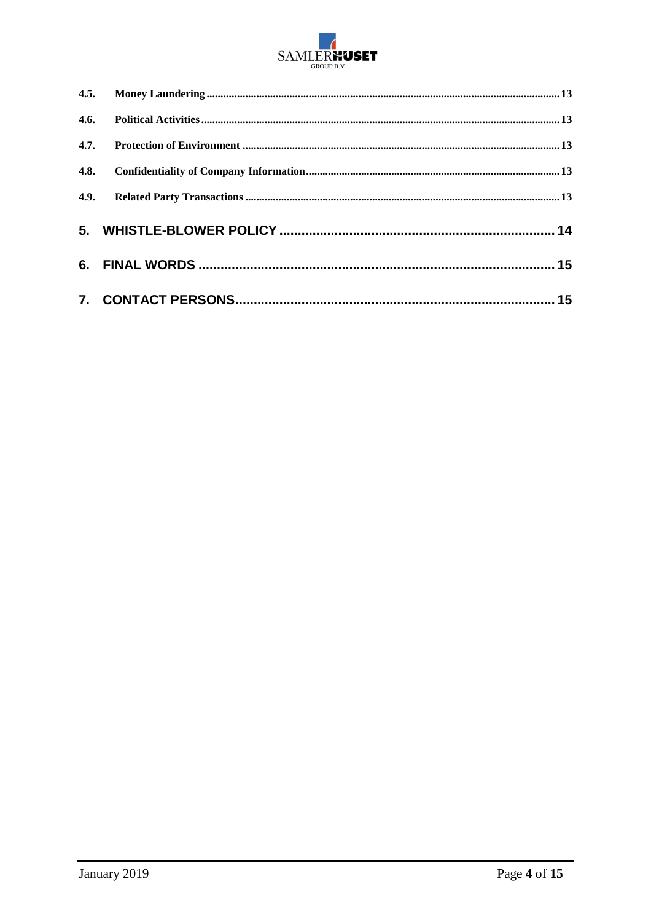4.5. **Money Laundering** .......... 13

4.6. **Political Activities** .......... 13

4.7. **Protection of Environment** .......... 13

4.8. **Confidentiality of Company Information** .......... 13

4.9. **Related Party Transactions** .......... 13

**5. WHISTLE-BLOWER POLICY** .......... 14

**6. FINAL WORDS** .......... 15

**7. CONTACT PERSONS** .......... 15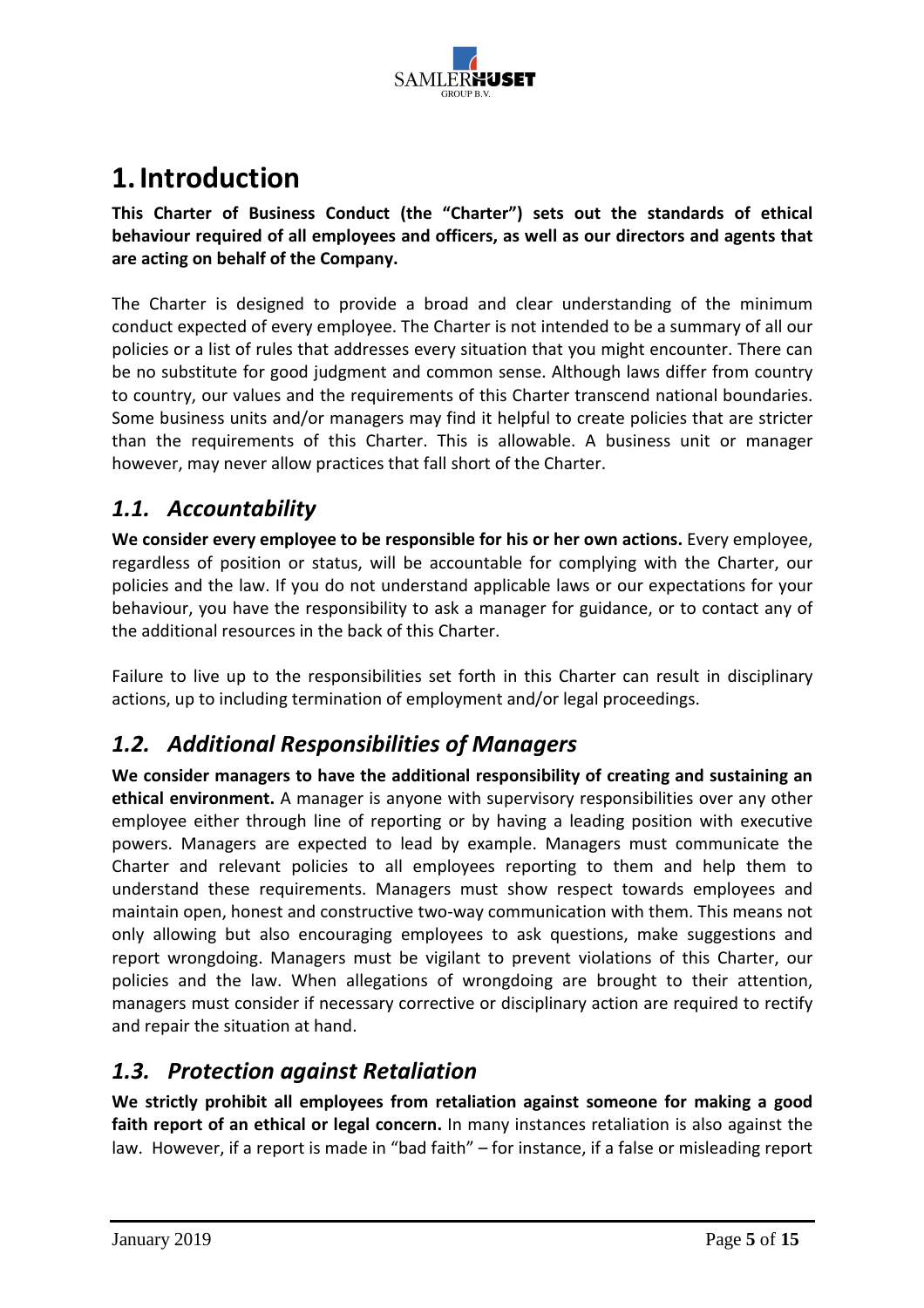# 1. Introduction

**This Charter of Business Conduct (the "Charter") sets out the standards of ethical behaviour required of all employees and officers, as well as our directors and agents that are acting on behalf of the Company.**

The Charter is designed to provide a broad and clear understanding of the minimum conduct expected of every employee. The Charter is not intended to be a summary of all our policies or a list of rules that addresses every situation that you might encounter. There can be no substitute for good judgment and common sense. Although laws differ from country to country, our values and the requirements of this Charter transcend national boundaries. Some business units and/or managers may find it helpful to create policies that are stricter than the requirements of this Charter. This is allowable. A business unit or manager however, may never allow practices that fall short of the Charter.

## *1.1. Accountability*

**We consider every employee to be responsible for his or her own actions.** Every employee, regardless of position or status, will be accountable for complying with the Charter, our policies and the law. If you do not understand applicable laws or our expectations for your behaviour, you have the responsibility to ask a manager for guidance, or to contact any of the additional resources in the back of this Charter.

Failure to live up to the responsibilities set forth in this Charter can result in disciplinary actions, up to including termination of employment and/or legal proceedings.

## *1.2. Additional Responsibilities of Managers*

**We consider managers to have the additional responsibility of creating and sustaining an ethical environment.** A manager is anyone with supervisory responsibilities over any other employee either through line of reporting or by having a leading position with executive powers. Managers are expected to lead by example. Managers must communicate the Charter and relevant policies to all employees reporting to them and help them to understand these requirements. Managers must show respect towards employees and maintain open, honest and constructive two-way communication with them. This means not only allowing but also encouraging employees to ask questions, make suggestions and report wrongdoing. Managers must be vigilant to prevent violations of this Charter, our policies and the law. When allegations of wrongdoing are brought to their attention, managers must consider if necessary corrective or disciplinary action are required to rectify and repair the situation at hand.

## *1.3. Protection against Retaliation*

**We strictly prohibit all employees from retaliation against someone for making a good faith report of an ethical or legal concern.** In many instances retaliation is also against the law. However, if a report is made in "bad faith" – for instance, if a false or misleading report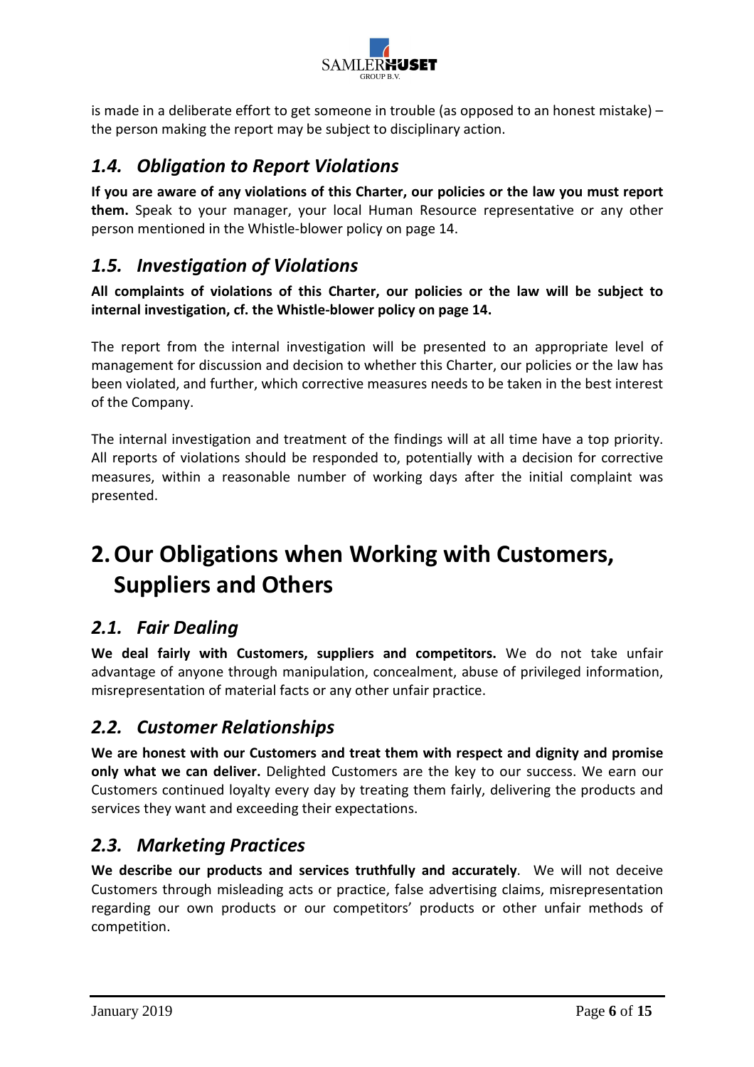is made in a deliberate effort to get someone in trouble (as opposed to an honest mistake) – the person making the report may be subject to disciplinary action.

## *1.4. Obligation to Report Violations*

**If you are aware of any violations of this Charter, our policies or the law you must report them.** Speak to your manager, your local Human Resource representative or any other person mentioned in the Whistle-blower policy on page 14.

## *1.5. Investigation of Violations*

**All complaints of violations of this Charter, our policies or the law will be subject to internal investigation, cf. the Whistle-blower policy on page 14.**

The report from the internal investigation will be presented to an appropriate level of management for discussion and decision to whether this Charter, our policies or the law has been violated, and further, which corrective measures needs to be taken in the best interest of the Company.

The internal investigation and treatment of the findings will at all time have a top priority. All reports of violations should be responded to, potentially with a decision for corrective measures, within a reasonable number of working days after the initial complaint was presented.

# 2. Our Obligations when Working with Customers, Suppliers and Others

## *2.1. Fair Dealing*

**We deal fairly with Customers, suppliers and competitors.** We do not take unfair advantage of anyone through manipulation, concealment, abuse of privileged information, misrepresentation of material facts or any other unfair practice.

## *2.2. Customer Relationships*

**We are honest with our Customers and treat them with respect and dignity and promise only what we can deliver.** Delighted Customers are the key to our success. We earn our Customers continued loyalty every day by treating them fairly, delivering the products and services they want and exceeding their expectations.

## *2.3. Marketing Practices*

**We describe our products and services truthfully and accurately**. We will not deceive Customers through misleading acts or practice, false advertising claims, misrepresentation regarding our own products or our competitors' products or other unfair methods of competition.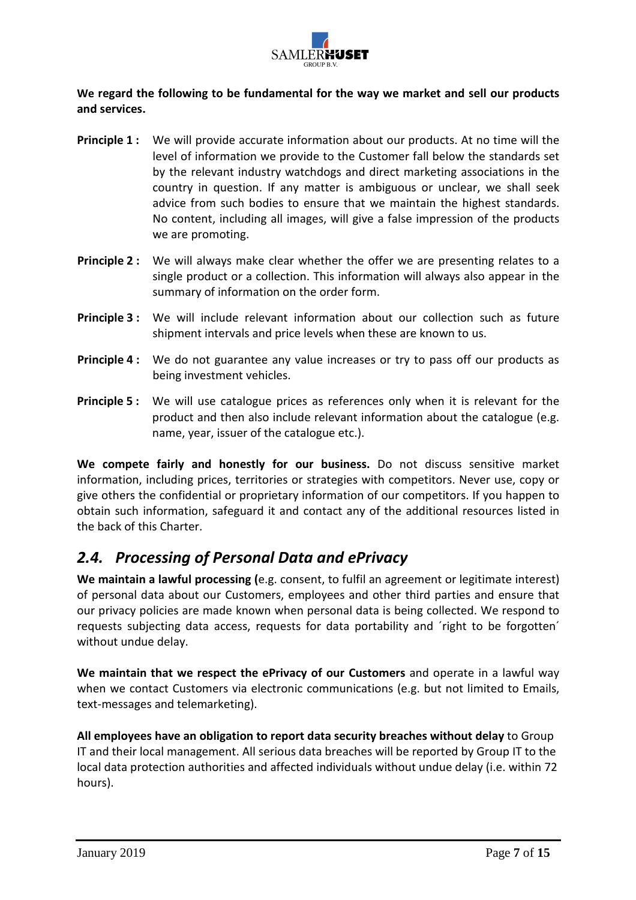**We regard the following to be fundamental for the way we market and sell our products and services.**

**Principle 1 :** We will provide accurate information about our products. At no time will the level of information we provide to the Customer fall below the standards set by the relevant industry watchdogs and direct marketing associations in the country in question. If any matter is ambiguous or unclear, we shall seek advice from such bodies to ensure that we maintain the highest standards. No content, including all images, will give a false impression of the products we are promoting.

**Principle 2 :** We will always make clear whether the offer we are presenting relates to a single product or a collection. This information will always also appear in the summary of information on the order form.

**Principle 3 :** We will include relevant information about our collection such as future shipment intervals and price levels when these are known to us.

**Principle 4 :** We do not guarantee any value increases or try to pass off our products as being investment vehicles.

**Principle 5 :** We will use catalogue prices as references only when it is relevant for the product and then also include relevant information about the catalogue (e.g. name, year, issuer of the catalogue etc.).

**We compete fairly and honestly for our business.** Do not discuss sensitive market information, including prices, territories or strategies with competitors. Never use, copy or give others the confidential or proprietary information of our competitors. If you happen to obtain such information, safeguard it and contact any of the additional resources listed in the back of this Charter.

## *2.4. Processing of Personal Data and ePrivacy*

**We maintain a lawful processing (**e.g. consent, to fulfil an agreement or legitimate interest) of personal data about our Customers, employees and other third parties and ensure that our privacy policies are made known when personal data is being collected. We respond to requests subjecting data access, requests for data portability and ´right to be forgotten´ without undue delay.

**We maintain that we respect the ePrivacy of our Customers** and operate in a lawful way when we contact Customers via electronic communications (e.g. but not limited to Emails, text-messages and telemarketing).

**All employees have an obligation to report data security breaches without delay** to Group IT and their local management. All serious data breaches will be reported by Group IT to the local data protection authorities and affected individuals without undue delay (i.e. within 72 hours).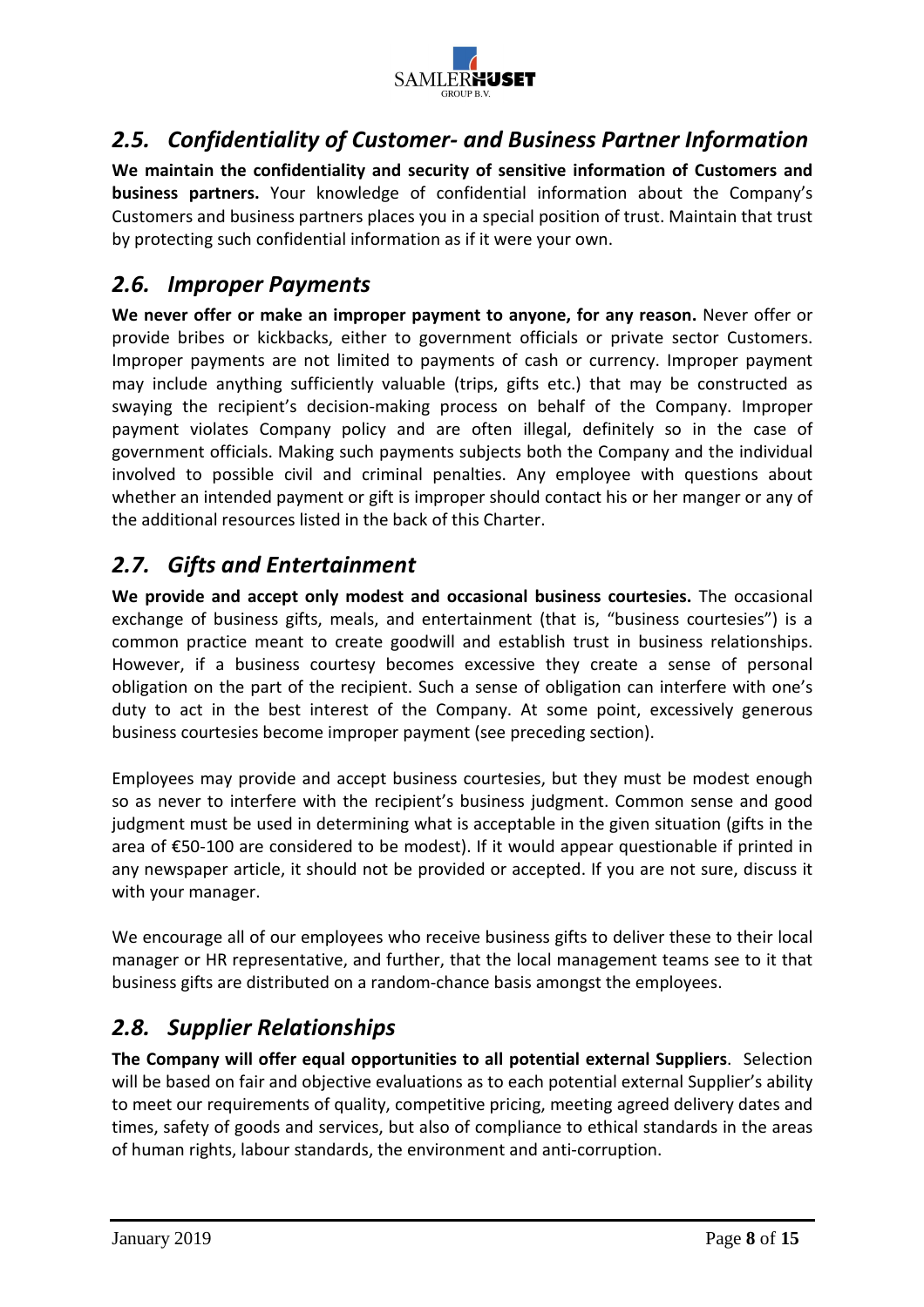## *2.5. Confidentiality of Customer- and Business Partner Information*

**We maintain the confidentiality and security of sensitive information of Customers and business partners.** Your knowledge of confidential information about the Company's Customers and business partners places you in a special position of trust. Maintain that trust by protecting such confidential information as if it were your own.

## *2.6. Improper Payments*

**We never offer or make an improper payment to anyone, for any reason.** Never offer or provide bribes or kickbacks, either to government officials or private sector Customers. Improper payments are not limited to payments of cash or currency. Improper payment may include anything sufficiently valuable (trips, gifts etc.) that may be constructed as swaying the recipient's decision-making process on behalf of the Company. Improper payment violates Company policy and are often illegal, definitely so in the case of government officials. Making such payments subjects both the Company and the individual involved to possible civil and criminal penalties. Any employee with questions about whether an intended payment or gift is improper should contact his or her manger or any of the additional resources listed in the back of this Charter.

## *2.7. Gifts and Entertainment*

**We provide and accept only modest and occasional business courtesies.** The occasional exchange of business gifts, meals, and entertainment (that is, "business courtesies") is a common practice meant to create goodwill and establish trust in business relationships. However, if a business courtesy becomes excessive they create a sense of personal obligation on the part of the recipient. Such a sense of obligation can interfere with one's duty to act in the best interest of the Company. At some point, excessively generous business courtesies become improper payment (see preceding section).

Employees may provide and accept business courtesies, but they must be modest enough so as never to interfere with the recipient's business judgment. Common sense and good judgment must be used in determining what is acceptable in the given situation (gifts in the area of €50-100 are considered to be modest). If it would appear questionable if printed in any newspaper article, it should not be provided or accepted. If you are not sure, discuss it with your manager.

We encourage all of our employees who receive business gifts to deliver these to their local manager or HR representative, and further, that the local management teams see to it that business gifts are distributed on a random-chance basis amongst the employees.

## *2.8. Supplier Relationships*

**The Company will offer equal opportunities to all potential external Suppliers**. Selection will be based on fair and objective evaluations as to each potential external Supplier's ability to meet our requirements of quality, competitive pricing, meeting agreed delivery dates and times, safety of goods and services, but also of compliance to ethical standards in the areas of human rights, labour standards, the environment and anti-corruption.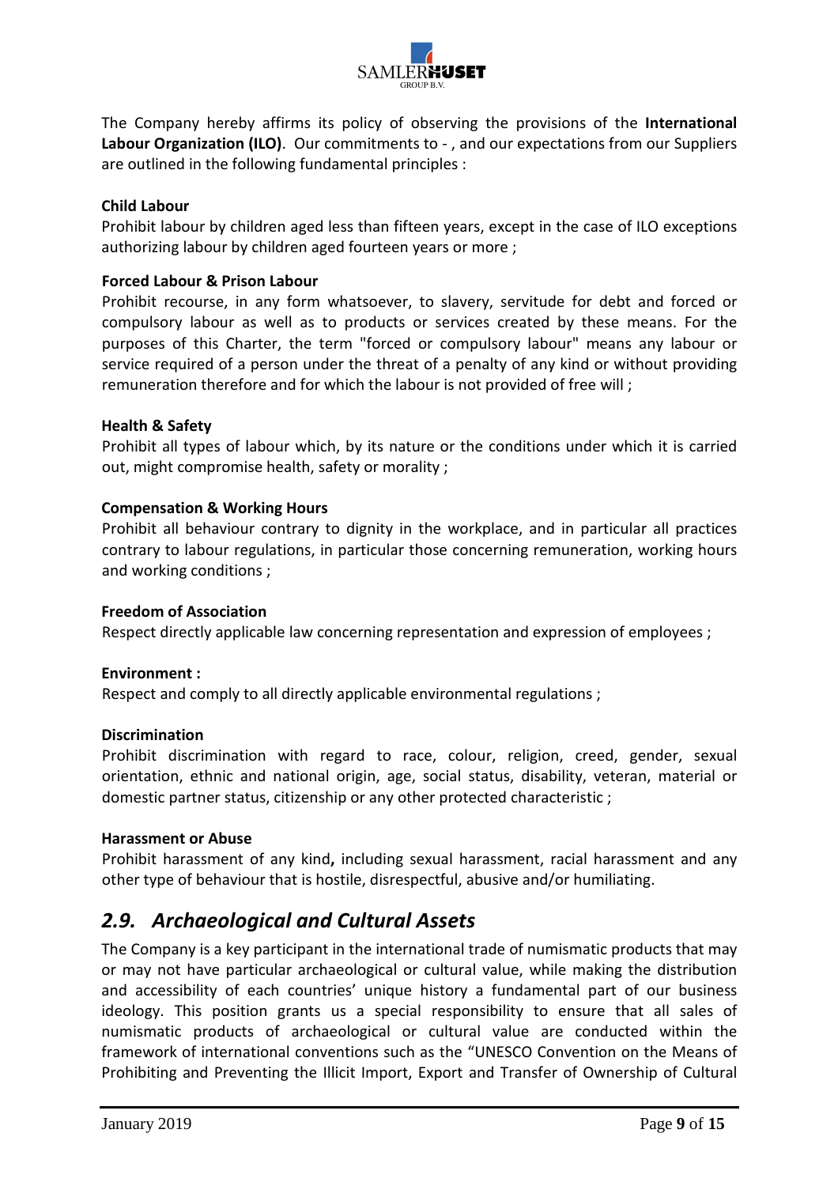The Company hereby affirms its policy of observing the provisions of the **International Labour Organization (ILO)**. Our commitments to - , and our expectations from our Suppliers are outlined in the following fundamental principles :

**Child Labour**

Prohibit labour by children aged less than fifteen years, except in the case of ILO exceptions authorizing labour by children aged fourteen years or more ;

**Forced Labour & Prison Labour**

Prohibit recourse, in any form whatsoever, to slavery, servitude for debt and forced or compulsory labour as well as to products or services created by these means. For the purposes of this Charter, the term "forced or compulsory labour" means any labour or service required of a person under the threat of a penalty of any kind or without providing remuneration therefore and for which the labour is not provided of free will ;

**Health & Safety**

Prohibit all types of labour which, by its nature or the conditions under which it is carried out, might compromise health, safety or morality ;

**Compensation & Working Hours**

Prohibit all behaviour contrary to dignity in the workplace, and in particular all practices contrary to labour regulations, in particular those concerning remuneration, working hours and working conditions ;

**Freedom of Association**

Respect directly applicable law concerning representation and expression of employees ;

**Environment :**

Respect and comply to all directly applicable environmental regulations ;

**Discrimination**

Prohibit discrimination with regard to race, colour, religion, creed, gender, sexual orientation, ethnic and national origin, age, social status, disability, veteran, material or domestic partner status, citizenship or any other protected characteristic ;

**Harassment or Abuse**

Prohibit harassment of any kind**,** including sexual harassment, racial harassment and any other type of behaviour that is hostile, disrespectful, abusive and/or humiliating.

## *2.9. Archaeological and Cultural Assets*

The Company is a key participant in the international trade of numismatic products that may or may not have particular archaeological or cultural value, while making the distribution and accessibility of each countries' unique history a fundamental part of our business ideology. This position grants us a special responsibility to ensure that all sales of numismatic products of archaeological or cultural value are conducted within the framework of international conventions such as the "UNESCO Convention on the Means of Prohibiting and Preventing the Illicit Import, Export and Transfer of Ownership of Cultural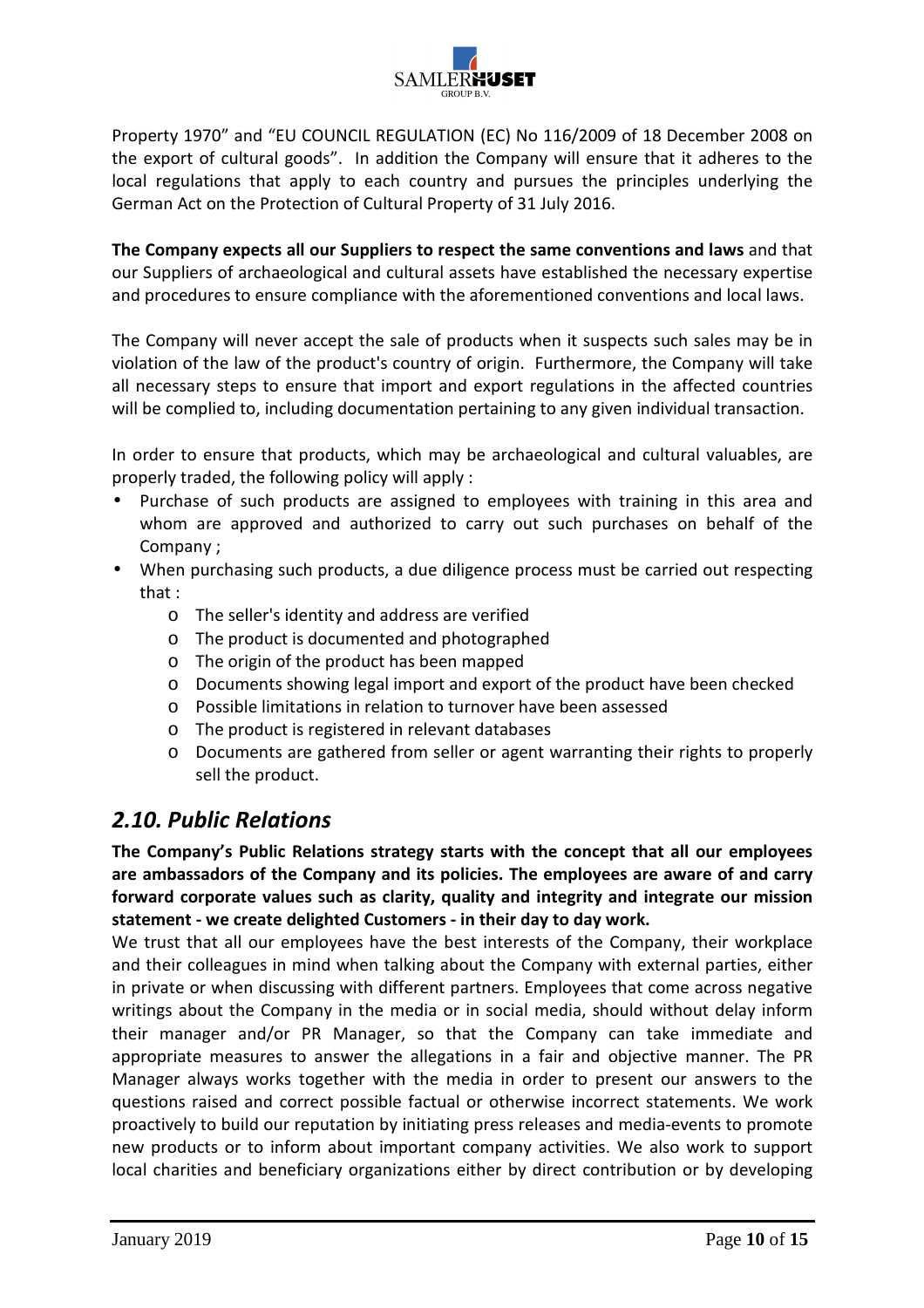Property 1970" and "EU COUNCIL REGULATION (EC) No 116/2009 of 18 December 2008 on the export of cultural goods". In addition the Company will ensure that it adheres to the local regulations that apply to each country and pursues the principles underlying the German Act on the Protection of Cultural Property of 31 July 2016.

**The Company expects all our Suppliers to respect the same conventions and laws** and that our Suppliers of archaeological and cultural assets have established the necessary expertise and procedures to ensure compliance with the aforementioned conventions and local laws.

The Company will never accept the sale of products when it suspects such sales may be in violation of the law of the product's country of origin. Furthermore, the Company will take all necessary steps to ensure that import and export regulations in the affected countries will be complied to, including documentation pertaining to any given individual transaction.

In order to ensure that products, which may be archaeological and cultural valuables, are properly traded, the following policy will apply :

- Purchase of such products are assigned to employees with training in this area and whom are approved and authorized to carry out such purchases on behalf of the Company ;
- When purchasing such products, a due diligence process must be carried out respecting that :
    - The seller's identity and address are verified
    - The product is documented and photographed
    - The origin of the product has been mapped
    - Documents showing legal import and export of the product have been checked
    - Possible limitations in relation to turnover have been assessed
    - The product is registered in relevant databases
    - Documents are gathered from seller or agent warranting their rights to properly sell the product.

## *2.10. Public Relations*

**The Company's Public Relations strategy starts with the concept that all our employees are ambassadors of the Company and its policies. The employees are aware of and carry forward corporate values such as clarity, quality and integrity and integrate our mission statement - we create delighted Customers - in their day to day work.**

We trust that all our employees have the best interests of the Company, their workplace and their colleagues in mind when talking about the Company with external parties, either in private or when discussing with different partners. Employees that come across negative writings about the Company in the media or in social media, should without delay inform their manager and/or PR Manager, so that the Company can take immediate and appropriate measures to answer the allegations in a fair and objective manner. The PR Manager always works together with the media in order to present our answers to the questions raised and correct possible factual or otherwise incorrect statements. We work proactively to build our reputation by initiating press releases and media-events to promote new products or to inform about important company activities. We also work to support local charities and beneficiary organizations either by direct contribution or by developing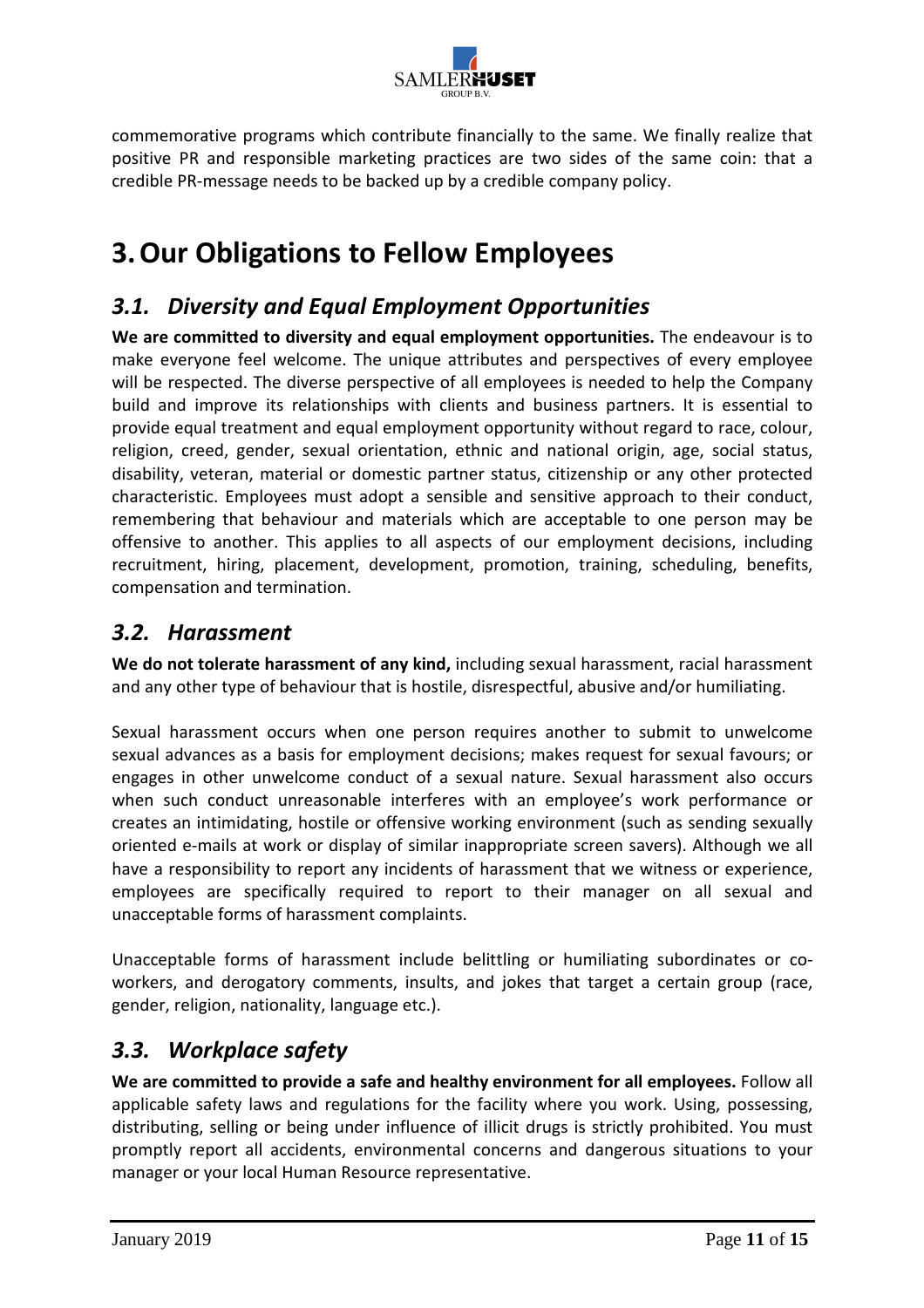commemorative programs which contribute financially to the same. We finally realize that positive PR and responsible marketing practices are two sides of the same coin: that a credible PR-message needs to be backed up by a credible company policy.

# 3. Our Obligations to Fellow Employees

## *3.1. Diversity and Equal Employment Opportunities*

**We are committed to diversity and equal employment opportunities.** The endeavour is to make everyone feel welcome. The unique attributes and perspectives of every employee will be respected. The diverse perspective of all employees is needed to help the Company build and improve its relationships with clients and business partners. It is essential to provide equal treatment and equal employment opportunity without regard to race, colour, religion, creed, gender, sexual orientation, ethnic and national origin, age, social status, disability, veteran, material or domestic partner status, citizenship or any other protected characteristic. Employees must adopt a sensible and sensitive approach to their conduct, remembering that behaviour and materials which are acceptable to one person may be offensive to another. This applies to all aspects of our employment decisions, including recruitment, hiring, placement, development, promotion, training, scheduling, benefits, compensation and termination.

## *3.2. Harassment*

**We do not tolerate harassment of any kind,** including sexual harassment, racial harassment and any other type of behaviour that is hostile, disrespectful, abusive and/or humiliating.

Sexual harassment occurs when one person requires another to submit to unwelcome sexual advances as a basis for employment decisions; makes request for sexual favours; or engages in other unwelcome conduct of a sexual nature. Sexual harassment also occurs when such conduct unreasonable interferes with an employee's work performance or creates an intimidating, hostile or offensive working environment (such as sending sexually oriented e-mails at work or display of similar inappropriate screen savers). Although we all have a responsibility to report any incidents of harassment that we witness or experience, employees are specifically required to report to their manager on all sexual and unacceptable forms of harassment complaints.

Unacceptable forms of harassment include belittling or humiliating subordinates or co-workers, and derogatory comments, insults, and jokes that target a certain group (race, gender, religion, nationality, language etc.).

## *3.3. Workplace safety*

**We are committed to provide a safe and healthy environment for all employees.** Follow all applicable safety laws and regulations for the facility where you work. Using, possessing, distributing, selling or being under influence of illicit drugs is strictly prohibited. You must promptly report all accidents, environmental concerns and dangerous situations to your manager or your local Human Resource representative.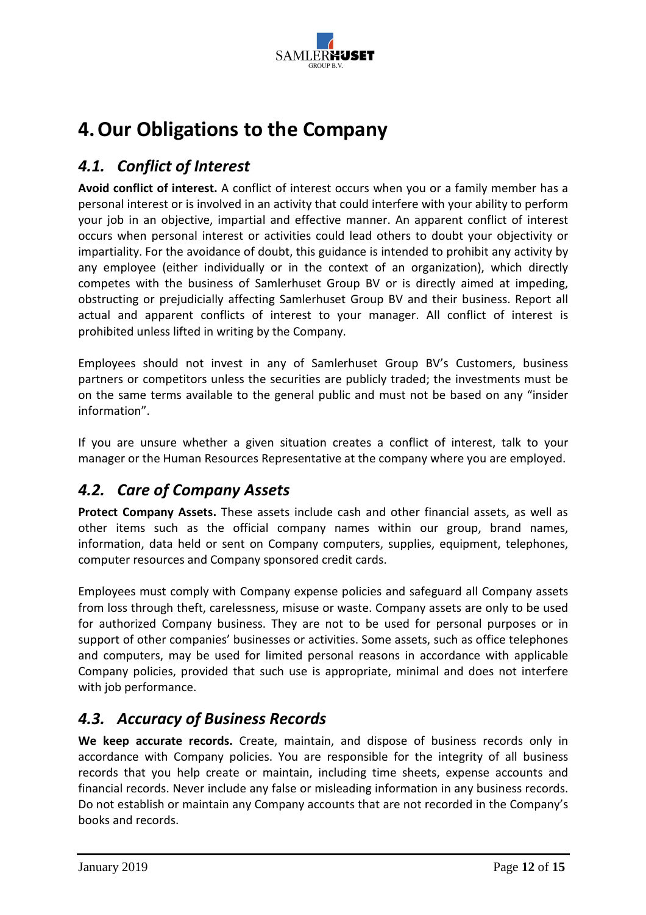# 4. Our Obligations to the Company

## *4.1. Conflict of Interest*

**Avoid conflict of interest.** A conflict of interest occurs when you or a family member has a personal interest or is involved in an activity that could interfere with your ability to perform your job in an objective, impartial and effective manner. An apparent conflict of interest occurs when personal interest or activities could lead others to doubt your objectivity or impartiality. For the avoidance of doubt, this guidance is intended to prohibit any activity by any employee (either individually or in the context of an organization), which directly competes with the business of Samlerhuset Group BV or is directly aimed at impeding, obstructing or prejudicially affecting Samlerhuset Group BV and their business. Report all actual and apparent conflicts of interest to your manager. All conflict of interest is prohibited unless lifted in writing by the Company.

Employees should not invest in any of Samlerhuset Group BV's Customers, business partners or competitors unless the securities are publicly traded; the investments must be on the same terms available to the general public and must not be based on any "insider information".

If you are unsure whether a given situation creates a conflict of interest, talk to your manager or the Human Resources Representative at the company where you are employed.

## *4.2. Care of Company Assets*

**Protect Company Assets.** These assets include cash and other financial assets, as well as other items such as the official company names within our group, brand names, information, data held or sent on Company computers, supplies, equipment, telephones, computer resources and Company sponsored credit cards.

Employees must comply with Company expense policies and safeguard all Company assets from loss through theft, carelessness, misuse or waste. Company assets are only to be used for authorized Company business. They are not to be used for personal purposes or in support of other companies' businesses or activities. Some assets, such as office telephones and computers, may be used for limited personal reasons in accordance with applicable Company policies, provided that such use is appropriate, minimal and does not interfere with job performance.

## *4.3. Accuracy of Business Records*

**We keep accurate records.** Create, maintain, and dispose of business records only in accordance with Company policies. You are responsible for the integrity of all business records that you help create or maintain, including time sheets, expense accounts and financial records. Never include any false or misleading information in any business records. Do not establish or maintain any Company accounts that are not recorded in the Company's books and records.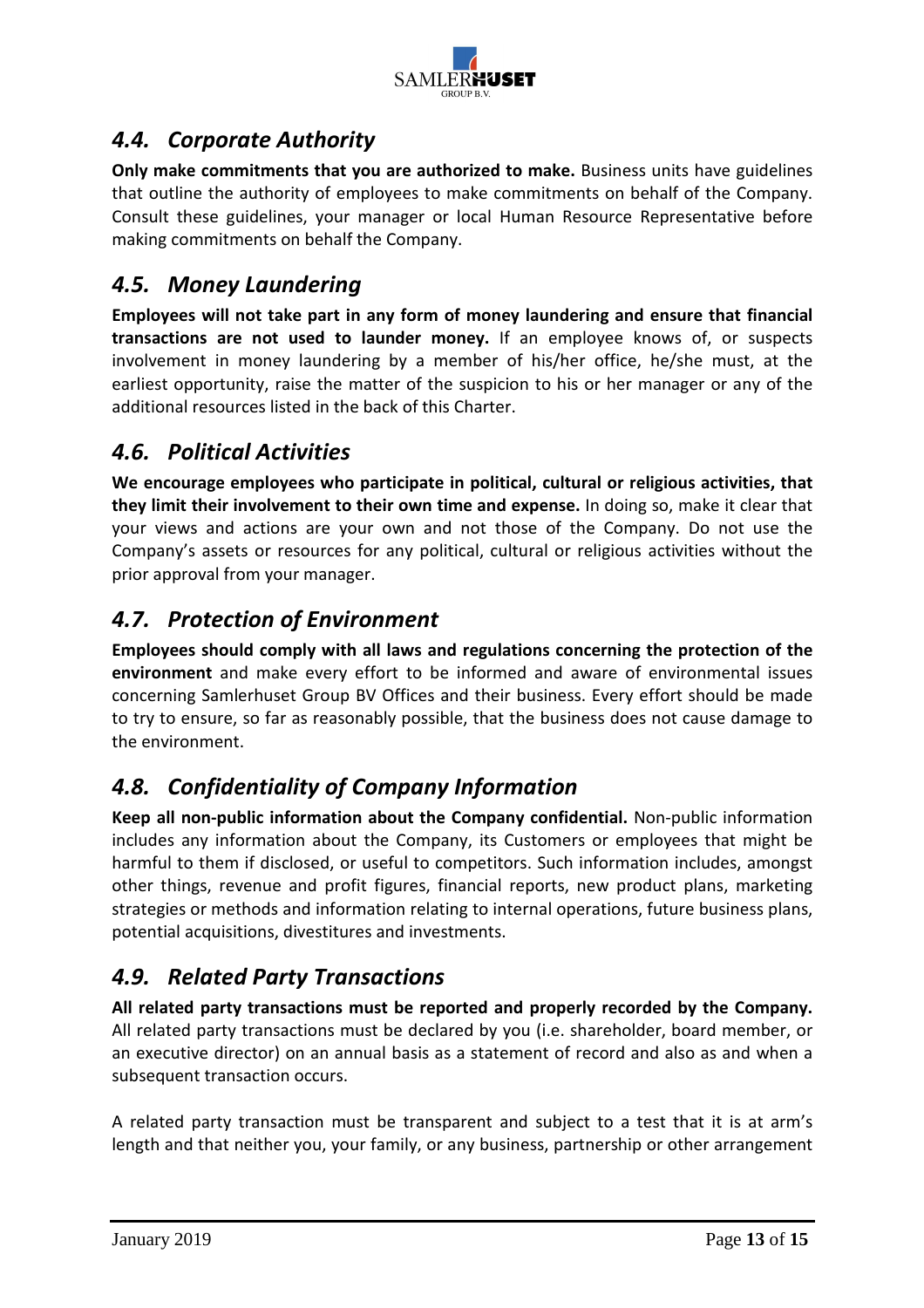## *4.4. Corporate Authority*

**Only make commitments that you are authorized to make.** Business units have guidelines that outline the authority of employees to make commitments on behalf of the Company. Consult these guidelines, your manager or local Human Resource Representative before making commitments on behalf the Company.

## *4.5. Money Laundering*

**Employees will not take part in any form of money laundering and ensure that financial transactions are not used to launder money.** If an employee knows of, or suspects involvement in money laundering by a member of his/her office, he/she must, at the earliest opportunity, raise the matter of the suspicion to his or her manager or any of the additional resources listed in the back of this Charter.

## *4.6. Political Activities*

**We encourage employees who participate in political, cultural or religious activities, that they limit their involvement to their own time and expense.** In doing so, make it clear that your views and actions are your own and not those of the Company. Do not use the Company's assets or resources for any political, cultural or religious activities without the prior approval from your manager.

## *4.7. Protection of Environment*

**Employees should comply with all laws and regulations concerning the protection of the environment** and make every effort to be informed and aware of environmental issues concerning Samlerhuset Group BV Offices and their business. Every effort should be made to try to ensure, so far as reasonably possible, that the business does not cause damage to the environment.

## *4.8. Confidentiality of Company Information*

**Keep all non-public information about the Company confidential.** Non-public information includes any information about the Company, its Customers or employees that might be harmful to them if disclosed, or useful to competitors. Such information includes, amongst other things, revenue and profit figures, financial reports, new product plans, marketing strategies or methods and information relating to internal operations, future business plans, potential acquisitions, divestitures and investments.

## *4.9. Related Party Transactions*

**All related party transactions must be reported and properly recorded by the Company.** All related party transactions must be declared by you (i.e. shareholder, board member, or an executive director) on an annual basis as a statement of record and also as and when a subsequent transaction occurs.

A related party transaction must be transparent and subject to a test that it is at arm's length and that neither you, your family, or any business, partnership or other arrangement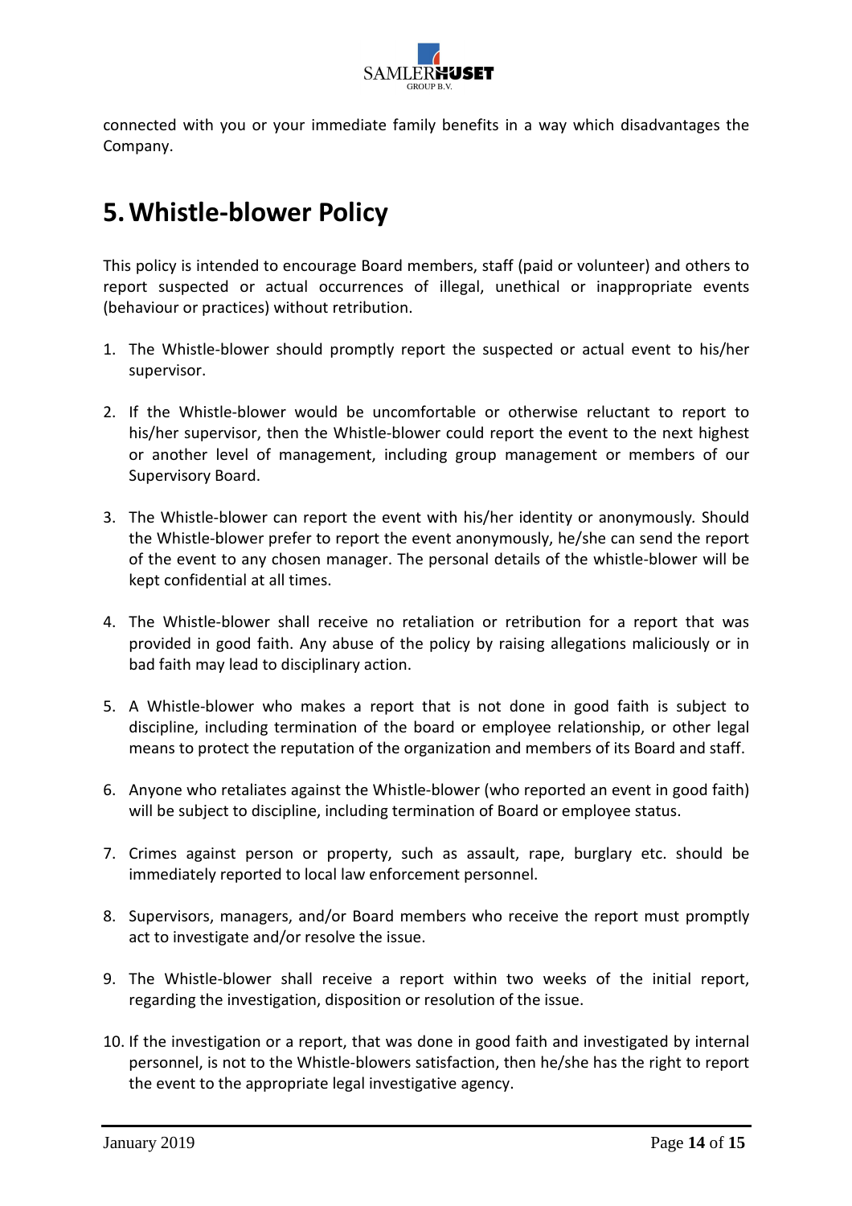connected with you or your immediate family benefits in a way which disadvantages the Company.

# 5. Whistle-blower Policy

This policy is intended to encourage Board members, staff (paid or volunteer) and others to report suspected or actual occurrences of illegal, unethical or inappropriate events (behaviour or practices) without retribution.

1. The Whistle-blower should promptly report the suspected or actual event to his/her supervisor.

2. If the Whistle-blower would be uncomfortable or otherwise reluctant to report to his/her supervisor, then the Whistle-blower could report the event to the next highest or another level of management, including group management or members of our Supervisory Board.

3. The Whistle-blower can report the event with his/her identity or anonymously. Should the Whistle-blower prefer to report the event anonymously, he/she can send the report of the event to any chosen manager. The personal details of the whistle-blower will be kept confidential at all times.

4. The Whistle-blower shall receive no retaliation or retribution for a report that was provided in good faith. Any abuse of the policy by raising allegations maliciously or in bad faith may lead to disciplinary action.

5. A Whistle-blower who makes a report that is not done in good faith is subject to discipline, including termination of the board or employee relationship, or other legal means to protect the reputation of the organization and members of its Board and staff.

6. Anyone who retaliates against the Whistle-blower (who reported an event in good faith) will be subject to discipline, including termination of Board or employee status.

7. Crimes against person or property, such as assault, rape, burglary etc. should be immediately reported to local law enforcement personnel.

8. Supervisors, managers, and/or Board members who receive the report must promptly act to investigate and/or resolve the issue.

9. The Whistle-blower shall receive a report within two weeks of the initial report, regarding the investigation, disposition or resolution of the issue.

10. If the investigation or a report, that was done in good faith and investigated by internal personnel, is not to the Whistle-blowers satisfaction, then he/she has the right to report the event to the appropriate legal investigative agency.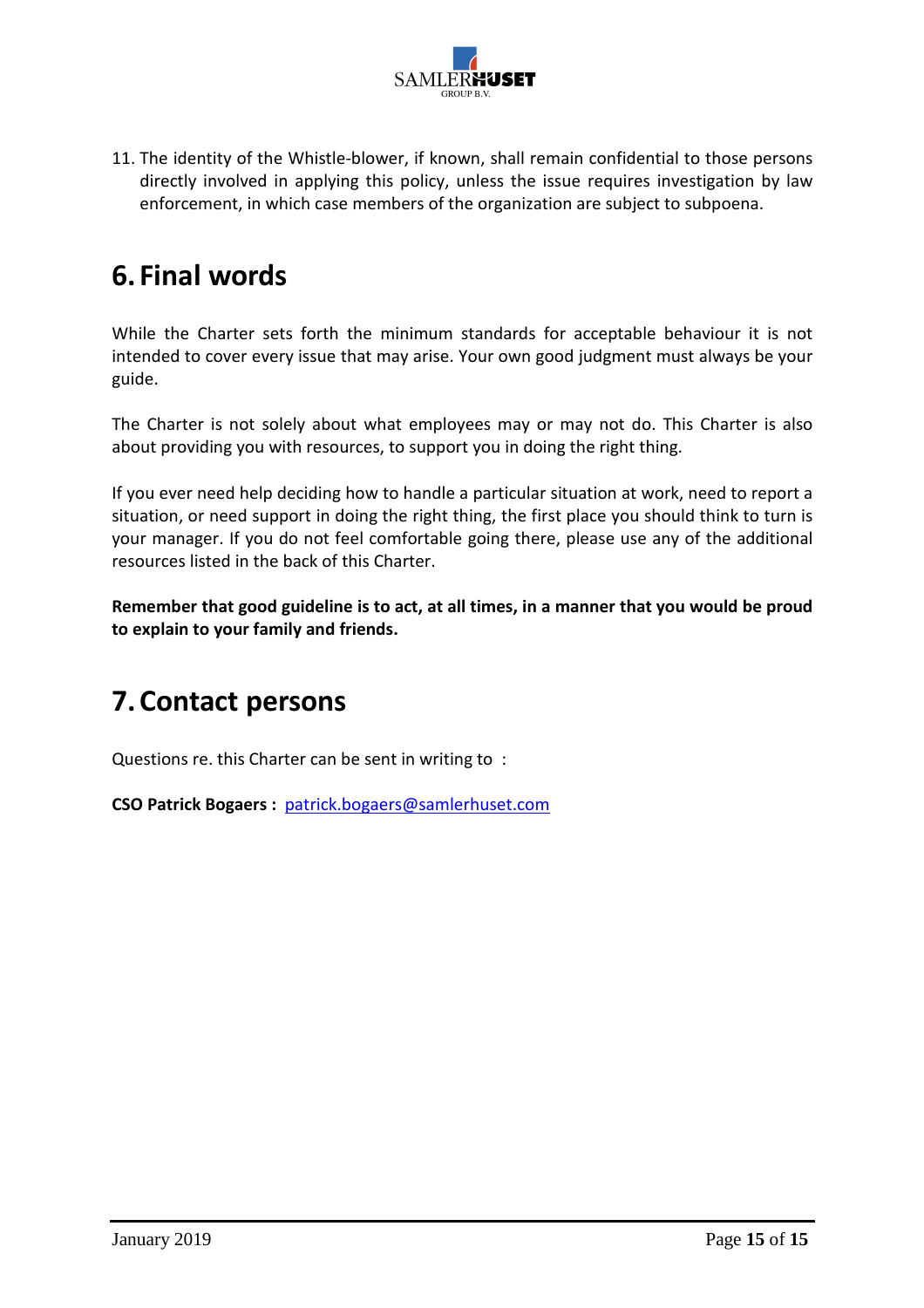11. The identity of the Whistle-blower, if known, shall remain confidential to those persons directly involved in applying this policy, unless the issue requires investigation by law enforcement, in which case members of the organization are subject to subpoena.

# 6. Final words

While the Charter sets forth the minimum standards for acceptable behaviour it is not intended to cover every issue that may arise. Your own good judgment must always be your guide.

The Charter is not solely about what employees may or may not do. This Charter is also about providing you with resources, to support you in doing the right thing.

If you ever need help deciding how to handle a particular situation at work, need to report a situation, or need support in doing the right thing, the first place you should think to turn is your manager. If you do not feel comfortable going there, please use any of the additional resources listed in the back of this Charter.

**Remember that good guideline is to act, at all times, in a manner that you would be proud to explain to your family and friends.**

# 7. Contact persons

Questions re. this Charter can be sent in writing to :

**CSO Patrick Bogaers :** patrick.bogaers@samlerhuset.com